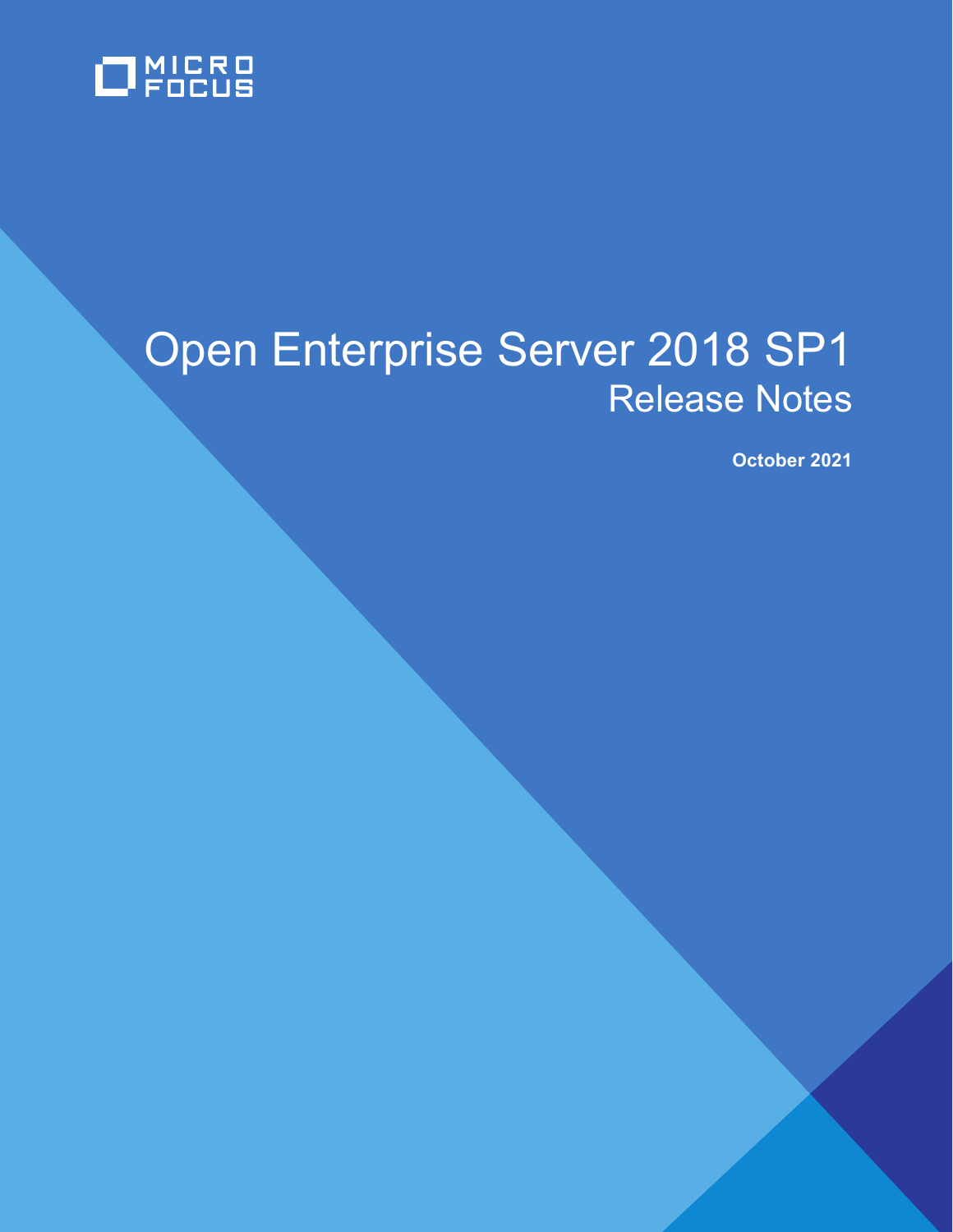MICRO FOCUS

# Open Enterprise Server 2018 SP1

## Release Notes

**October 2021**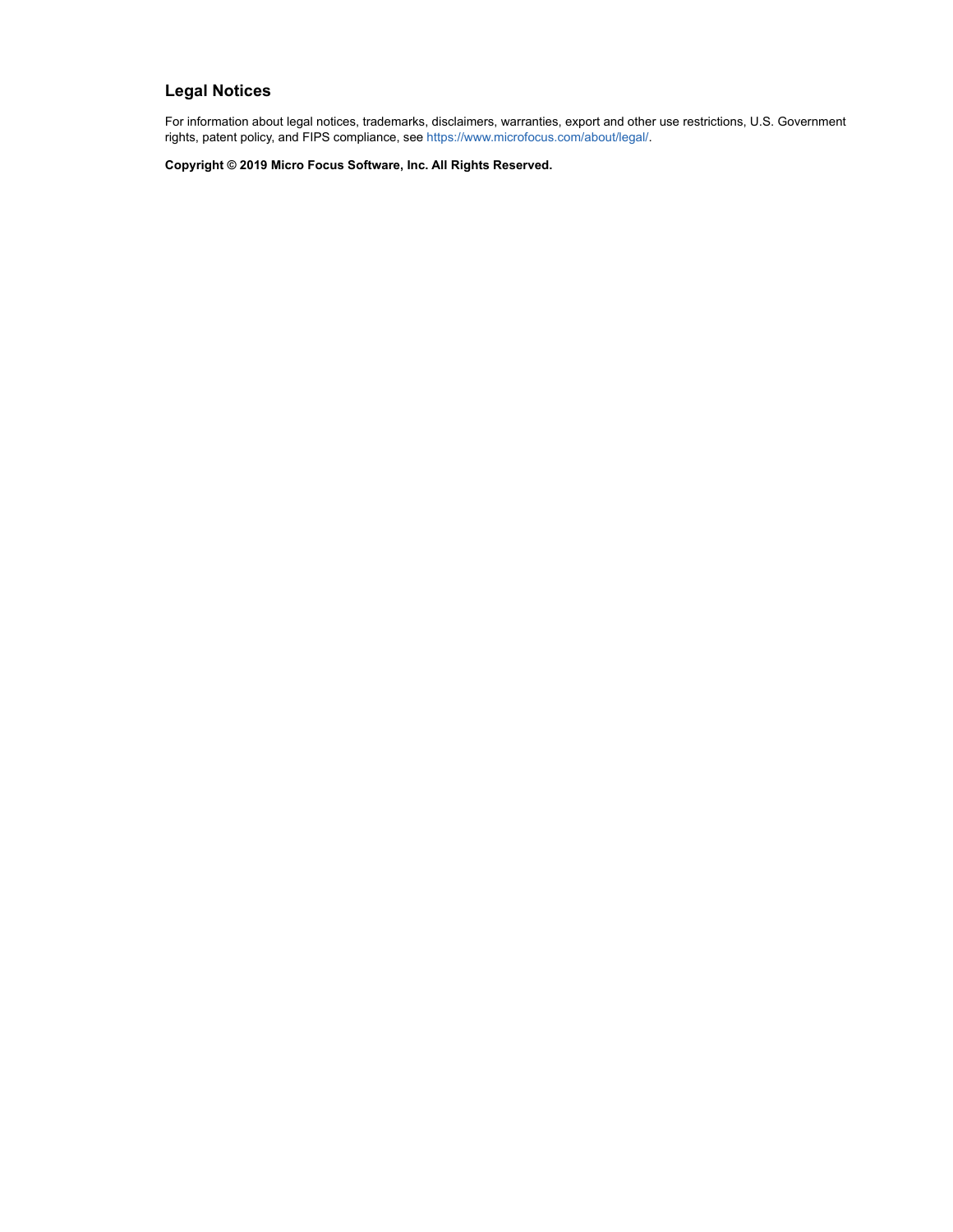## Legal Notices

For information about legal notices, trademarks, disclaimers, warranties, export and other use restrictions, U.S. Government rights, patent policy, and FIPS compliance, see https://www.microfocus.com/about/legal/.

**Copyright © 2019 Micro Focus Software, Inc. All Rights Reserved.**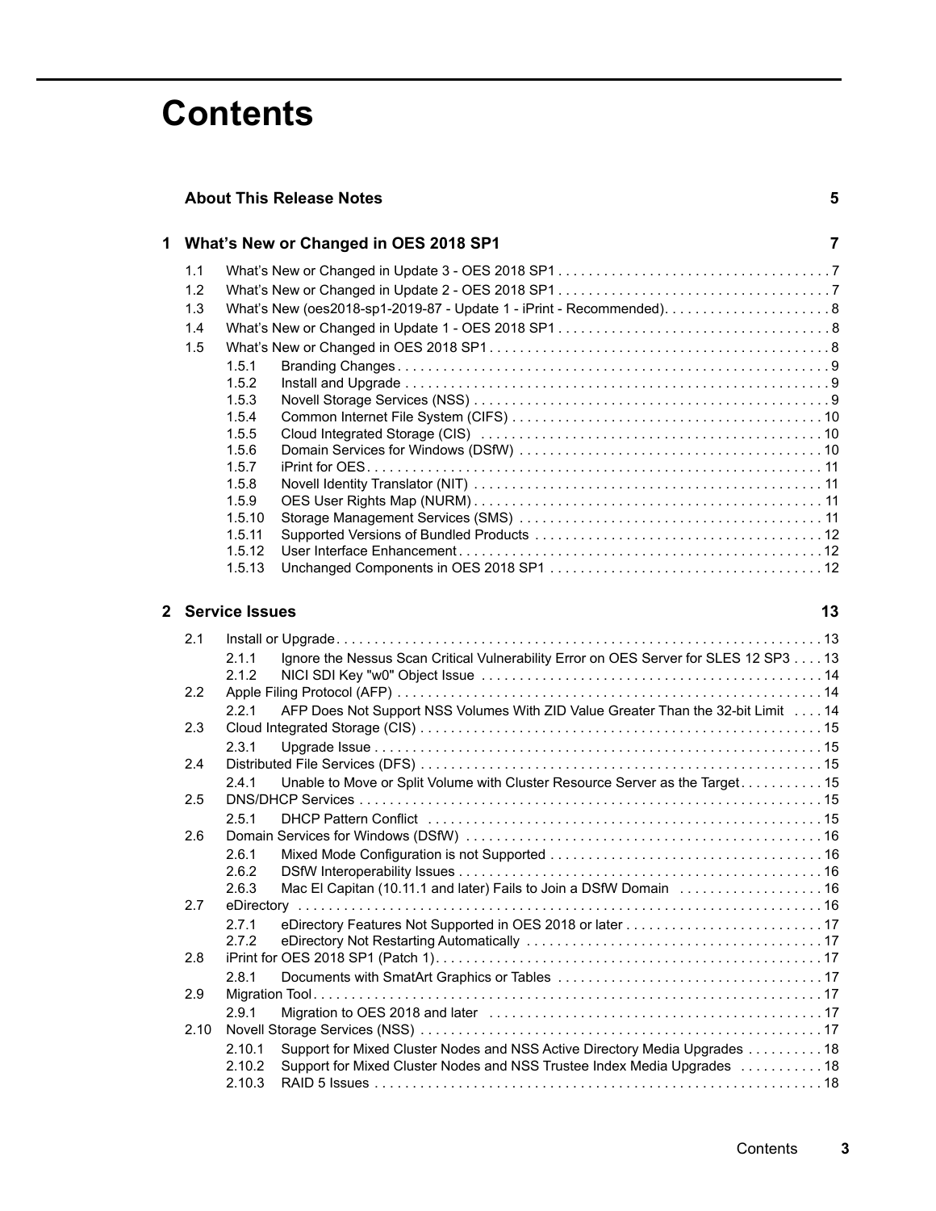# Contents

**About This Release Notes** 5

**1 What's New or Changed in OES 2018 SP1** 7

- 1.1 What's New or Changed in Update 3 - OES 2018 SP1 7
- 1.2 What's New or Changed in Update 2 - OES 2018 SP1 7
- 1.3 What's New (oes2018-sp1-2019-87 - Update 1 - iPrint - Recommended). 8
- 1.4 What's New or Changed in Update 1 - OES 2018 SP1 8
- 1.5 What's New or Changed in OES 2018 SP1 8
  - 1.5.1 Branding Changes 9
  - 1.5.2 Install and Upgrade 9
  - 1.5.3 Novell Storage Services (NSS) 9
  - 1.5.4 Common Internet File System (CIFS) 10
  - 1.5.5 Cloud Integrated Storage (CIS) 10
  - 1.5.6 Domain Services for Windows (DSfW) 10
  - 1.5.7 iPrint for OES 11
  - 1.5.8 Novell Identity Translator (NIT) 11
  - 1.5.9 OES User Rights Map (NURM) 11
  - 1.5.10 Storage Management Services (SMS) 11
  - 1.5.11 Supported Versions of Bundled Products 12
  - 1.5.12 User Interface Enhancement 12
  - 1.5.13 Unchanged Components in OES 2018 SP1 12

**2 Service Issues** 13

- 2.1 Install or Upgrade 13
  - 2.1.1 Ignore the Nessus Scan Critical Vulnerability Error on OES Server for SLES 12 SP3 13
  - 2.1.2 NICI SDI Key "w0" Object Issue 14
- 2.2 Apple Filing Protocol (AFP) 14
  - 2.2.1 AFP Does Not Support NSS Volumes With ZID Value Greater Than the 32-bit Limit 14
- 2.3 Cloud Integrated Storage (CIS) 15
  - 2.3.1 Upgrade Issue 15
- 2.4 Distributed File Services (DFS) 15
  - 2.4.1 Unable to Move or Split Volume with Cluster Resource Server as the Target 15
- 2.5 DNS/DHCP Services 15
  - 2.5.1 DHCP Pattern Conflict 15
- 2.6 Domain Services for Windows (DSfW) 16
  - 2.6.1 Mixed Mode Configuration is not Supported 16
  - 2.6.2 DSfW Interoperability Issues 16
  - 2.6.3 Mac El Capitan (10.11.1 and later) Fails to Join a DSfW Domain 16
- 2.7 eDirectory 16
  - 2.7.1 eDirectory Features Not Supported in OES 2018 or later 17
  - 2.7.2 eDirectory Not Restarting Automatically 17
- 2.8 iPrint for OES 2018 SP1 (Patch 1) 17
  - 2.8.1 Documents with SmatArt Graphics or Tables 17
- 2.9 Migration Tool 17
  - 2.9.1 Migration to OES 2018 and later 17
- 2.10 Novell Storage Services (NSS) 17
  - 2.10.1 Support for Mixed Cluster Nodes and NSS Active Directory Media Upgrades 18
  - 2.10.2 Support for Mixed Cluster Nodes and NSS Trustee Index Media Upgrades 18
  - 2.10.3 RAID 5 Issues 18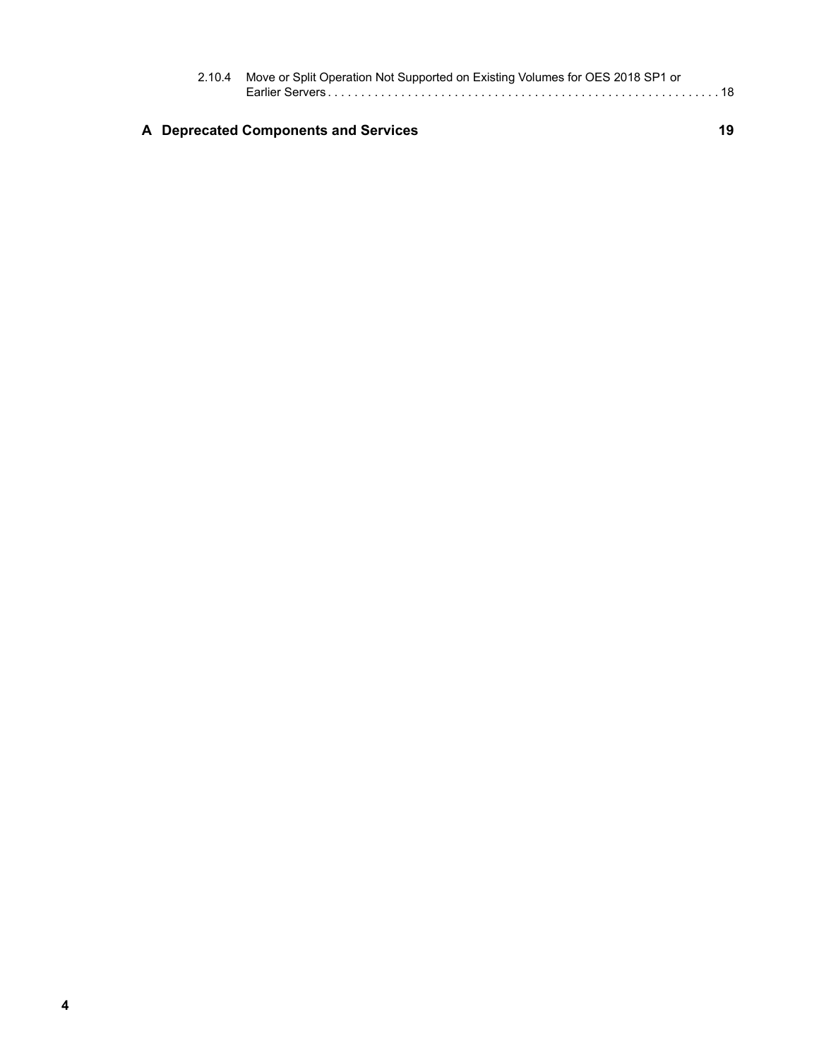2.10.4 Move or Split Operation Not Supported on Existing Volumes for OES 2018 SP1 or Earlier Servers . . . . . . . . . . . . . . . . . . . . . . . . . . . . . . . . . . . . . . . . . . . . . . . . . . . . . . . . . . . 18

**A Deprecated Components and Services 19**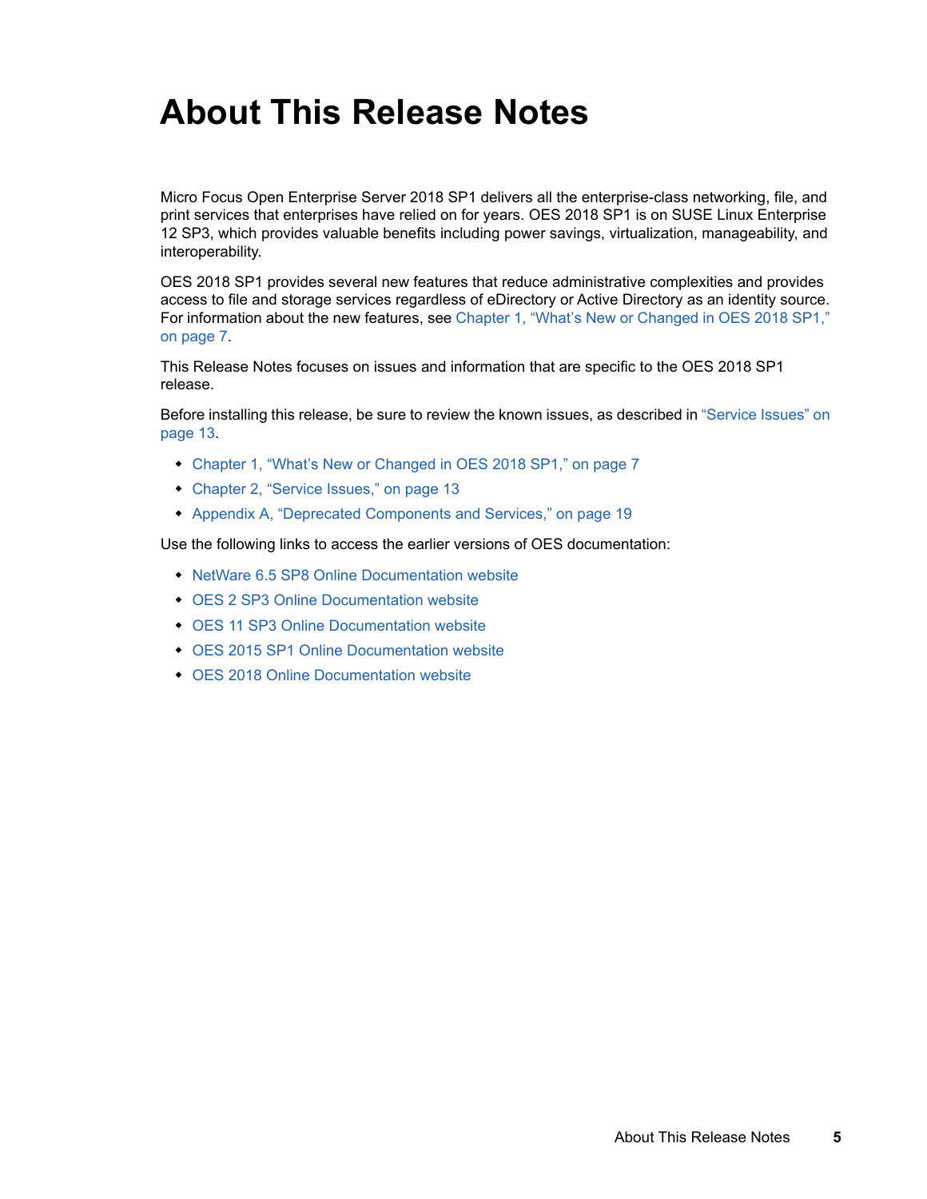# About This Release Notes

Micro Focus Open Enterprise Server 2018 SP1 delivers all the enterprise-class networking, file, and print services that enterprises have relied on for years. OES 2018 SP1 is on SUSE Linux Enterprise 12 SP3, which provides valuable benefits including power savings, virtualization, manageability, and interoperability.

OES 2018 SP1 provides several new features that reduce administrative complexities and provides access to file and storage services regardless of eDirectory or Active Directory as an identity source. For information about the new features, see Chapter 1, “What’s New or Changed in OES 2018 SP1,” on page 7.

This Release Notes focuses on issues and information that are specific to the OES 2018 SP1 release.

Before installing this release, be sure to review the known issues, as described in “Service Issues” on page 13.

- Chapter 1, “What’s New or Changed in OES 2018 SP1,” on page 7
- Chapter 2, “Service Issues,” on page 13
- Appendix A, “Deprecated Components and Services,” on page 19

Use the following links to access the earlier versions of OES documentation:

- NetWare 6.5 SP8 Online Documentation website
- OES 2 SP3 Online Documentation website
- OES 11 SP3 Online Documentation website
- OES 2015 SP1 Online Documentation website
- OES 2018 Online Documentation website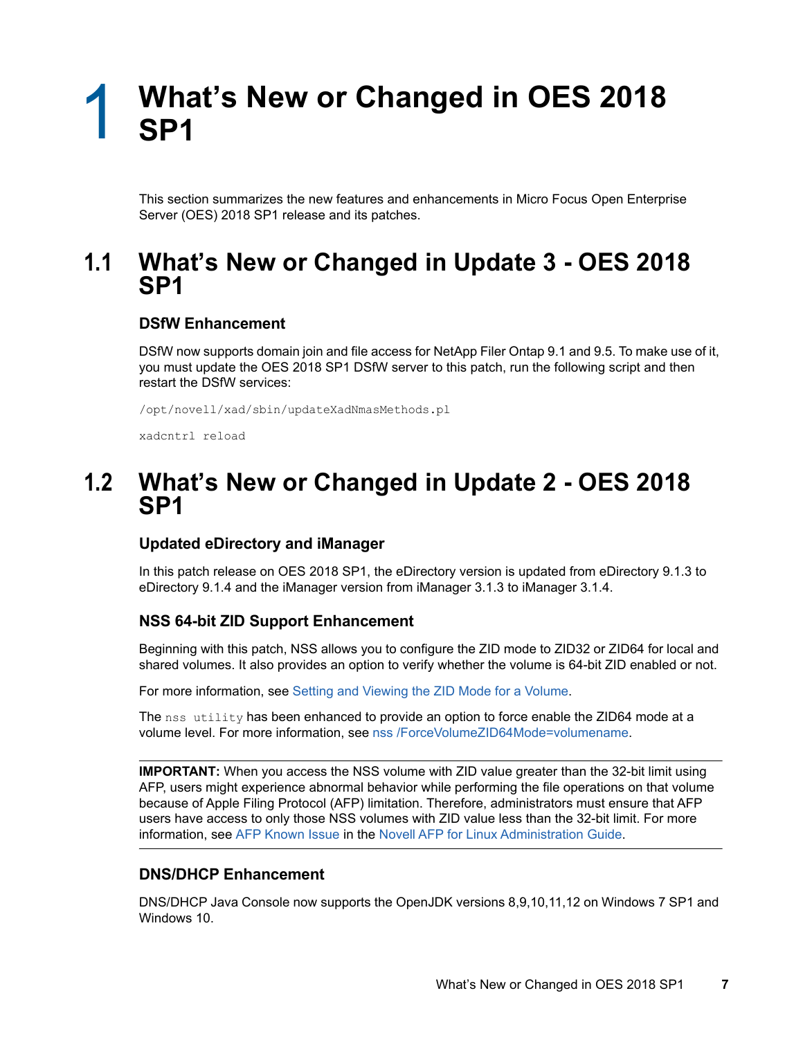# 1 What's New or Changed in OES 2018 SP1

This section summarizes the new features and enhancements in Micro Focus Open Enterprise Server (OES) 2018 SP1 release and its patches.

## 1.1 What's New or Changed in Update 3 - OES 2018 SP1

### DSfW Enhancement

DSfW now supports domain join and file access for NetApp Filer Ontap 9.1 and 9.5. To make use of it, you must update the OES 2018 SP1 DSfW server to this patch, run the following script and then restart the DSfW services:

```
/opt/novell/xad/sbin/updateXadNmasMethods.pl
```

```
xadcntrl reload
```

## 1.2 What's New or Changed in Update 2 - OES 2018 SP1

### Updated eDirectory and iManager

In this patch release on OES 2018 SP1, the eDirectory version is updated from eDirectory 9.1.3 to eDirectory 9.1.4 and the iManager version from iManager 3.1.3 to iManager 3.1.4.

### NSS 64-bit ZID Support Enhancement

Beginning with this patch, NSS allows you to configure the ZID mode to ZID32 or ZID64 for local and shared volumes. It also provides an option to verify whether the volume is 64-bit ZID enabled or not.

For more information, see Setting and Viewing the ZID Mode for a Volume.

The `nss utility` has been enhanced to provide an option to force enable the ZID64 mode at a volume level. For more information, see nss /ForceVolumeZID64Mode=volumename.

---

**IMPORTANT:** When you access the NSS volume with ZID value greater than the 32-bit limit using AFP, users might experience abnormal behavior while performing the file operations on that volume because of Apple Filing Protocol (AFP) limitation. Therefore, administrators must ensure that AFP users have access to only those NSS volumes with ZID value less than the 32-bit limit. For more information, see AFP Known Issue in the Novell AFP for Linux Administration Guide.

---

### DNS/DHCP Enhancement

DNS/DHCP Java Console now supports the OpenJDK versions 8,9,10,11,12 on Windows 7 SP1 and Windows 10.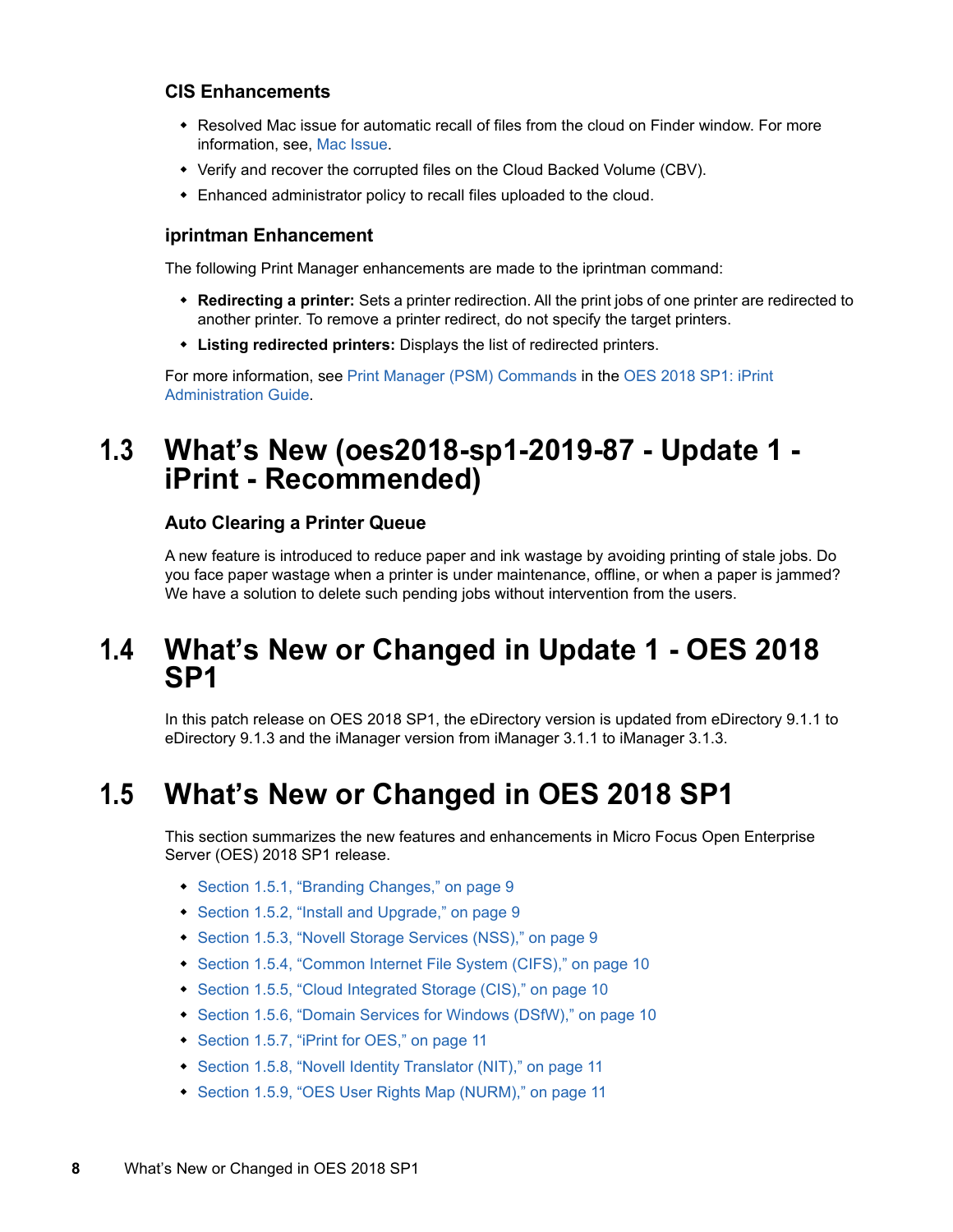### CIS Enhancements

- Resolved Mac issue for automatic recall of files from the cloud on Finder window. For more information, see, Mac Issue.
- Verify and recover the corrupted files on the Cloud Backed Volume (CBV).
- Enhanced administrator policy to recall files uploaded to the cloud.

### iprintman Enhancement

The following Print Manager enhancements are made to the iprintman command:

- **Redirecting a printer:** Sets a printer redirection. All the print jobs of one printer are redirected to another printer. To remove a printer redirect, do not specify the target printers.
- **Listing redirected printers:** Displays the list of redirected printers.

For more information, see Print Manager (PSM) Commands in the OES 2018 SP1: iPrint Administration Guide.

## 1.3 What's New (oes2018-sp1-2019-87 - Update 1 - iPrint - Recommended)

### Auto Clearing a Printer Queue

A new feature is introduced to reduce paper and ink wastage by avoiding printing of stale jobs. Do you face paper wastage when a printer is under maintenance, offline, or when a paper is jammed? We have a solution to delete such pending jobs without intervention from the users.

## 1.4 What's New or Changed in Update 1 - OES 2018 SP1

In this patch release on OES 2018 SP1, the eDirectory version is updated from eDirectory 9.1.1 to eDirectory 9.1.3 and the iManager version from iManager 3.1.1 to iManager 3.1.3.

## 1.5 What's New or Changed in OES 2018 SP1

This section summarizes the new features and enhancements in Micro Focus Open Enterprise Server (OES) 2018 SP1 release.

- Section 1.5.1, "Branding Changes," on page 9
- Section 1.5.2, "Install and Upgrade," on page 9
- Section 1.5.3, "Novell Storage Services (NSS)," on page 9
- Section 1.5.4, "Common Internet File System (CIFS)," on page 10
- Section 1.5.5, "Cloud Integrated Storage (CIS)," on page 10
- Section 1.5.6, "Domain Services for Windows (DSfW)," on page 10
- Section 1.5.7, "iPrint for OES," on page 11
- Section 1.5.8, "Novell Identity Translator (NIT)," on page 11
- Section 1.5.9, "OES User Rights Map (NURM)," on page 11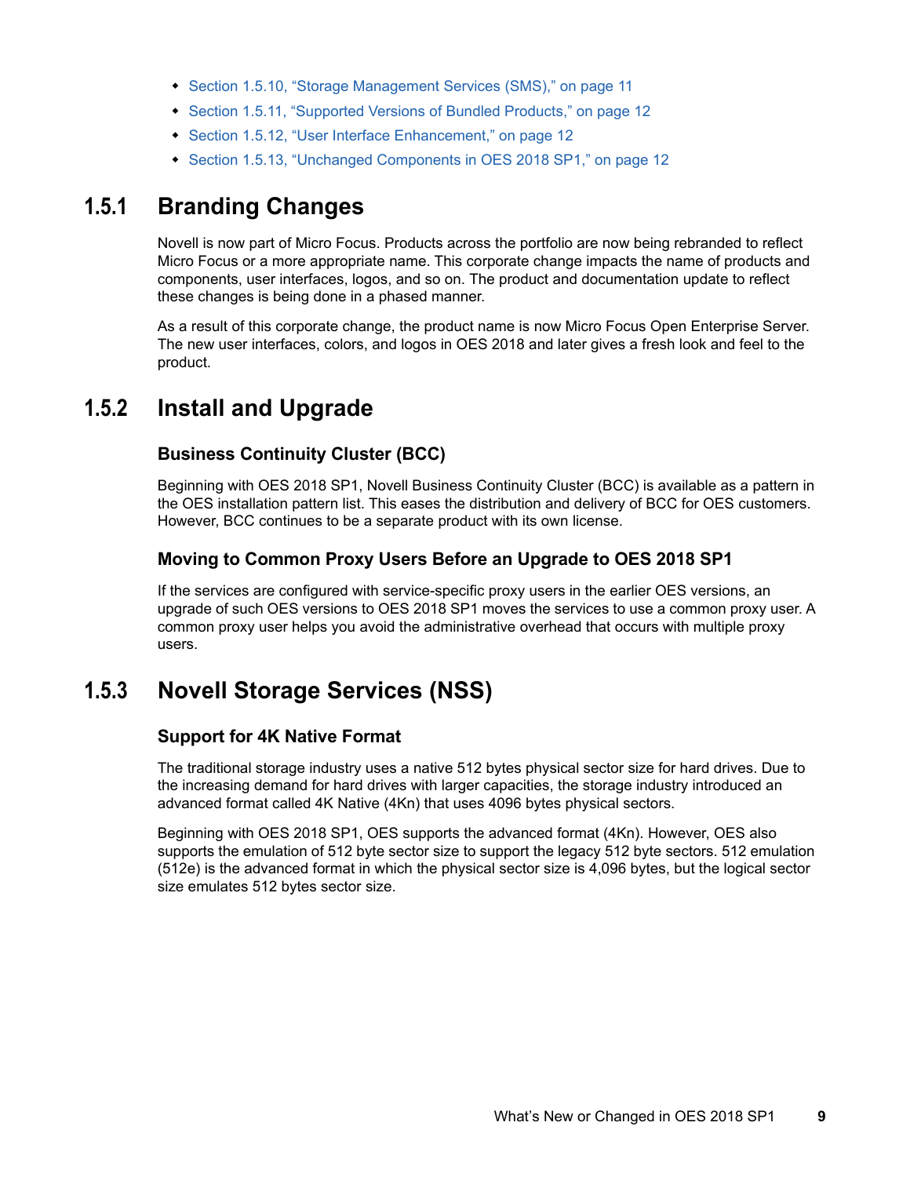- Section 1.5.10, "Storage Management Services (SMS)," on page 11
- Section 1.5.11, "Supported Versions of Bundled Products," on page 12
- Section 1.5.12, "User Interface Enhancement," on page 12
- Section 1.5.13, "Unchanged Components in OES 2018 SP1," on page 12

## 1.5.1 Branding Changes

Novell is now part of Micro Focus. Products across the portfolio are now being rebranded to reflect Micro Focus or a more appropriate name. This corporate change impacts the name of products and components, user interfaces, logos, and so on. The product and documentation update to reflect these changes is being done in a phased manner.

As a result of this corporate change, the product name is now Micro Focus Open Enterprise Server. The new user interfaces, colors, and logos in OES 2018 and later gives a fresh look and feel to the product.

## 1.5.2 Install and Upgrade

### Business Continuity Cluster (BCC)

Beginning with OES 2018 SP1, Novell Business Continuity Cluster (BCC) is available as a pattern in the OES installation pattern list. This eases the distribution and delivery of BCC for OES customers. However, BCC continues to be a separate product with its own license.

### Moving to Common Proxy Users Before an Upgrade to OES 2018 SP1

If the services are configured with service-specific proxy users in the earlier OES versions, an upgrade of such OES versions to OES 2018 SP1 moves the services to use a common proxy user. A common proxy user helps you avoid the administrative overhead that occurs with multiple proxy users.

## 1.5.3 Novell Storage Services (NSS)

### Support for 4K Native Format

The traditional storage industry uses a native 512 bytes physical sector size for hard drives. Due to the increasing demand for hard drives with larger capacities, the storage industry introduced an advanced format called 4K Native (4Kn) that uses 4096 bytes physical sectors.

Beginning with OES 2018 SP1, OES supports the advanced format (4Kn). However, OES also supports the emulation of 512 byte sector size to support the legacy 512 byte sectors. 512 emulation (512e) is the advanced format in which the physical sector size is 4,096 bytes, but the logical sector size emulates 512 bytes sector size.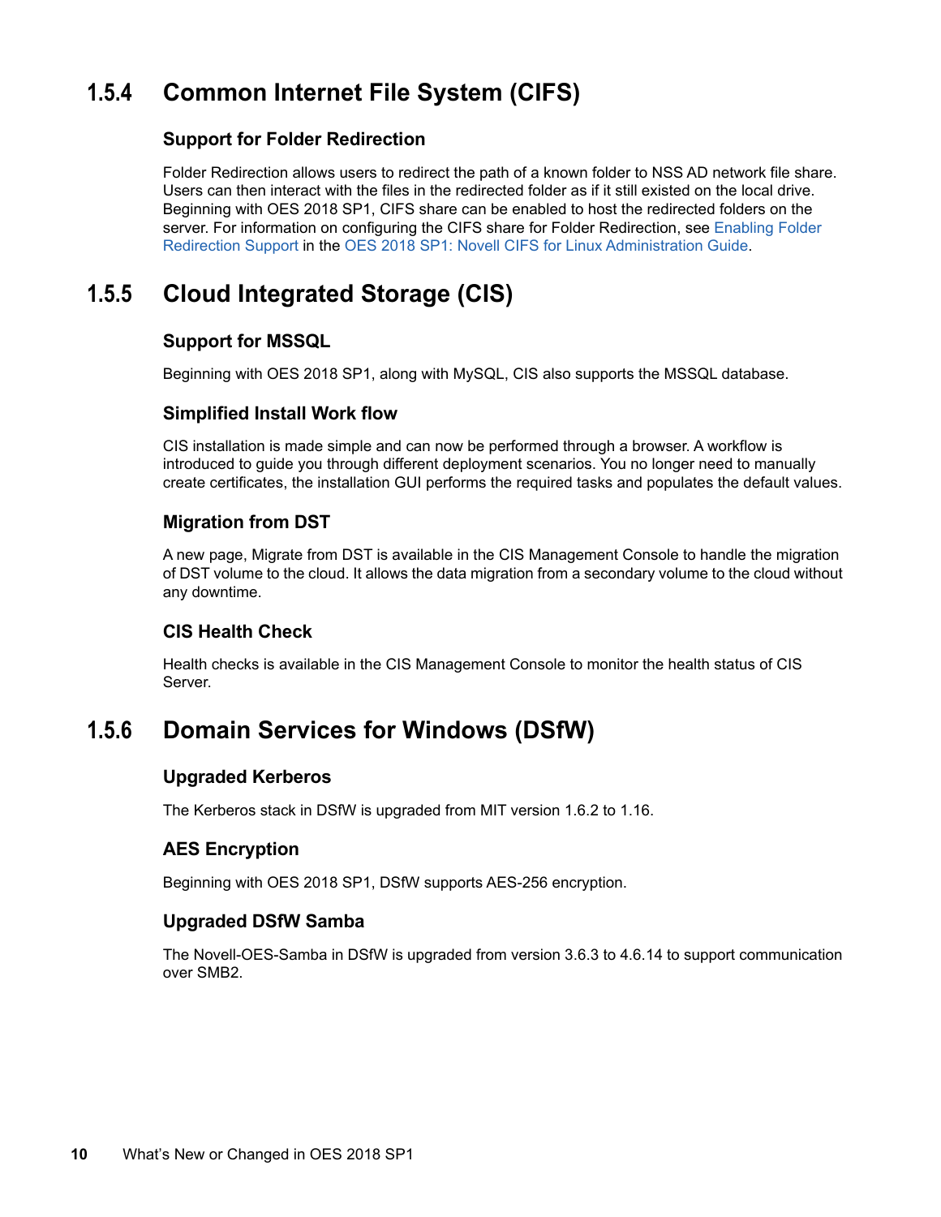## 1.5.4 Common Internet File System (CIFS)

### Support for Folder Redirection

Folder Redirection allows users to redirect the path of a known folder to NSS AD network file share. Users can then interact with the files in the redirected folder as if it still existed on the local drive. Beginning with OES 2018 SP1, CIFS share can be enabled to host the redirected folders on the server. For information on configuring the CIFS share for Folder Redirection, see Enabling Folder Redirection Support in the OES 2018 SP1: Novell CIFS for Linux Administration Guide.

## 1.5.5 Cloud Integrated Storage (CIS)

### Support for MSSQL

Beginning with OES 2018 SP1, along with MySQL, CIS also supports the MSSQL database.

### Simplified Install Work flow

CIS installation is made simple and can now be performed through a browser. A workflow is introduced to guide you through different deployment scenarios. You no longer need to manually create certificates, the installation GUI performs the required tasks and populates the default values.

### Migration from DST

A new page, Migrate from DST is available in the CIS Management Console to handle the migration of DST volume to the cloud. It allows the data migration from a secondary volume to the cloud without any downtime.

### CIS Health Check

Health checks is available in the CIS Management Console to monitor the health status of CIS Server.

## 1.5.6 Domain Services for Windows (DSfW)

### Upgraded Kerberos

The Kerberos stack in DSfW is upgraded from MIT version 1.6.2 to 1.16.

### AES Encryption

Beginning with OES 2018 SP1, DSfW supports AES-256 encryption.

### Upgraded DSfW Samba

The Novell-OES-Samba in DSfW is upgraded from version 3.6.3 to 4.6.14 to support communication over SMB2.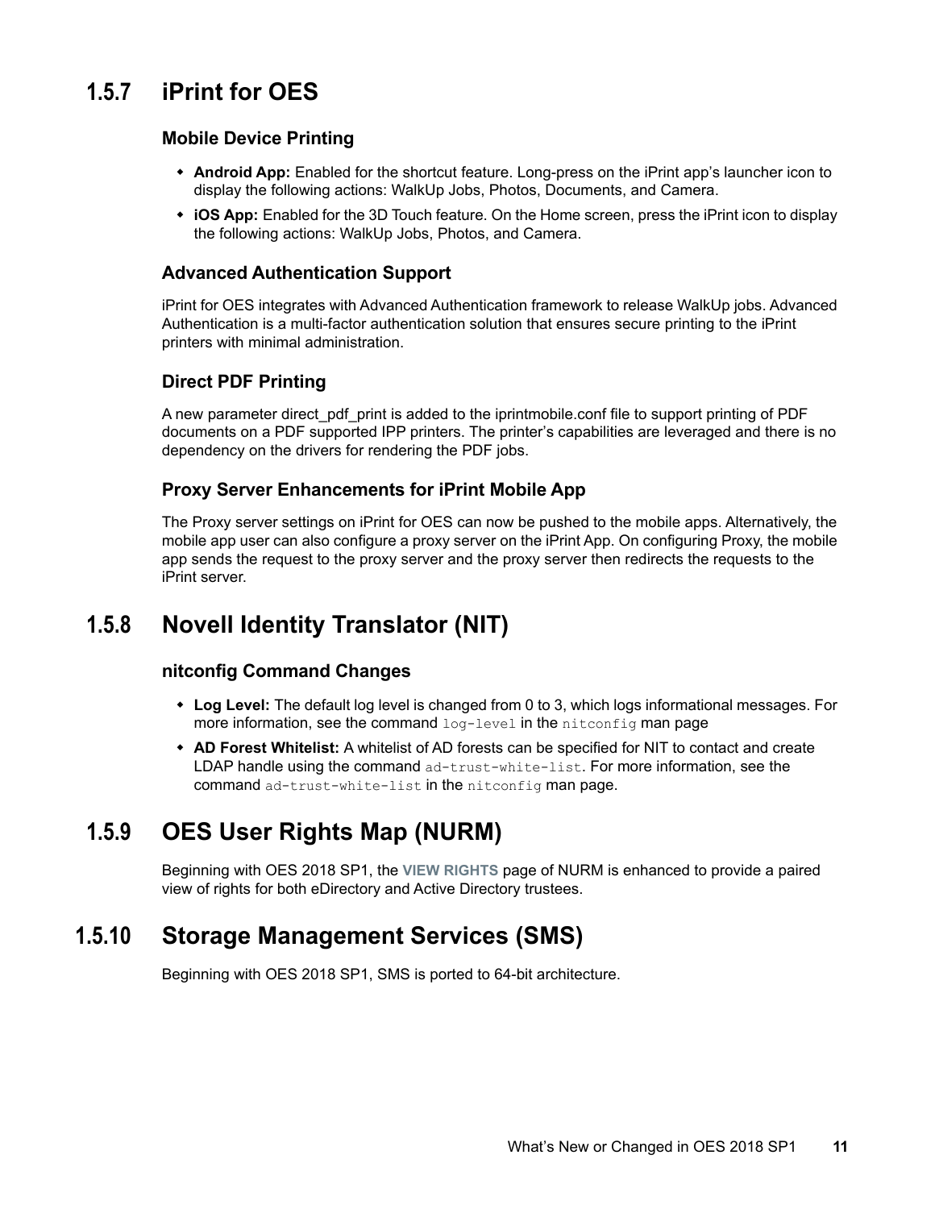## 1.5.7 iPrint for OES

### Mobile Device Printing

- **Android App:** Enabled for the shortcut feature. Long-press on the iPrint app's launcher icon to display the following actions: WalkUp Jobs, Photos, Documents, and Camera.
- **iOS App:** Enabled for the 3D Touch feature. On the Home screen, press the iPrint icon to display the following actions: WalkUp Jobs, Photos, and Camera.

### Advanced Authentication Support

iPrint for OES integrates with Advanced Authentication framework to release WalkUp jobs. Advanced Authentication is a multi-factor authentication solution that ensures secure printing to the iPrint printers with minimal administration.

### Direct PDF Printing

A new parameter direct_pdf_print is added to the iprintmobile.conf file to support printing of PDF documents on a PDF supported IPP printers. The printer's capabilities are leveraged and there is no dependency on the drivers for rendering the PDF jobs.

### Proxy Server Enhancements for iPrint Mobile App

The Proxy server settings on iPrint for OES can now be pushed to the mobile apps. Alternatively, the mobile app user can also configure a proxy server on the iPrint App. On configuring Proxy, the mobile app sends the request to the proxy server and the proxy server then redirects the requests to the iPrint server.

## 1.5.8 Novell Identity Translator (NIT)

### nitconfig Command Changes

- **Log Level:** The default log level is changed from 0 to 3, which logs informational messages. For more information, see the command `log-level` in the `nitconfig` man page
- **AD Forest Whitelist:** A whitelist of AD forests can be specified for NIT to contact and create LDAP handle using the command `ad-trust-white-list`. For more information, see the command `ad-trust-white-list` in the `nitconfig` man page.

## 1.5.9 OES User Rights Map (NURM)

Beginning with OES 2018 SP1, the **VIEW RIGHTS** page of NURM is enhanced to provide a paired view of rights for both eDirectory and Active Directory trustees.

## 1.5.10 Storage Management Services (SMS)

Beginning with OES 2018 SP1, SMS is ported to 64-bit architecture.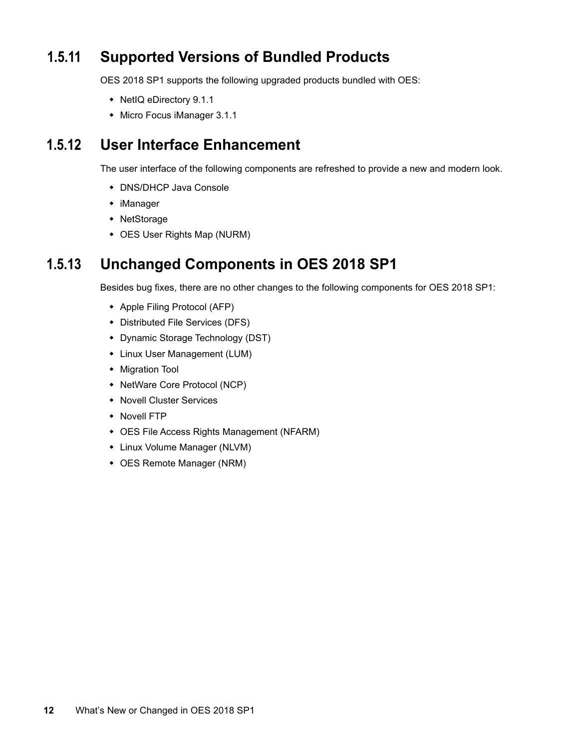### 1.5.11 Supported Versions of Bundled Products

OES 2018 SP1 supports the following upgraded products bundled with OES:

- NetIQ eDirectory 9.1.1
- Micro Focus iManager 3.1.1

### 1.5.12 User Interface Enhancement

The user interface of the following components are refreshed to provide a new and modern look.

- DNS/DHCP Java Console
- iManager
- NetStorage
- OES User Rights Map (NURM)

### 1.5.13 Unchanged Components in OES 2018 SP1

Besides bug fixes, there are no other changes to the following components for OES 2018 SP1:

- Apple Filing Protocol (AFP)
- Distributed File Services (DFS)
- Dynamic Storage Technology (DST)
- Linux User Management (LUM)
- Migration Tool
- NetWare Core Protocol (NCP)
- Novell Cluster Services
- Novell FTP
- OES File Access Rights Management (NFARM)
- Linux Volume Manager (NLVM)
- OES Remote Manager (NRM)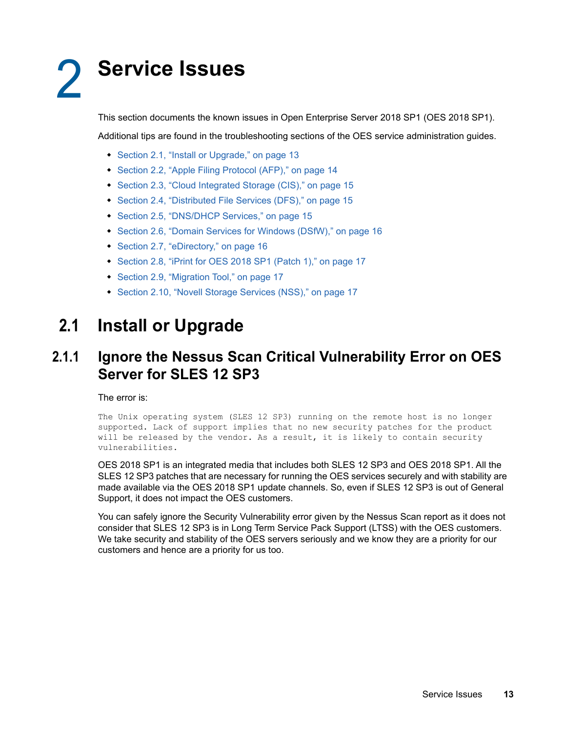# 2 Service Issues

This section documents the known issues in Open Enterprise Server 2018 SP1 (OES 2018 SP1).

Additional tips are found in the troubleshooting sections of the OES service administration guides.

- Section 2.1, "Install or Upgrade," on page 13
- Section 2.2, "Apple Filing Protocol (AFP)," on page 14
- Section 2.3, "Cloud Integrated Storage (CIS)," on page 15
- Section 2.4, "Distributed File Services (DFS)," on page 15
- Section 2.5, "DNS/DHCP Services," on page 15
- Section 2.6, "Domain Services for Windows (DSfW)," on page 16
- Section 2.7, "eDirectory," on page 16
- Section 2.8, "iPrint for OES 2018 SP1 (Patch 1)," on page 17
- Section 2.9, "Migration Tool," on page 17
- Section 2.10, "Novell Storage Services (NSS)," on page 17

## 2.1 Install or Upgrade

### 2.1.1 Ignore the Nessus Scan Critical Vulnerability Error on OES Server for SLES 12 SP3

The error is:

```
The Unix operating system (SLES 12 SP3) running on the remote host is no longer
supported. Lack of support implies that no new security patches for the product
will be released by the vendor. As a result, it is likely to contain security
vulnerabilities.
```

OES 2018 SP1 is an integrated media that includes both SLES 12 SP3 and OES 2018 SP1. All the SLES 12 SP3 patches that are necessary for running the OES services securely and with stability are made available via the OES 2018 SP1 update channels. So, even if SLES 12 SP3 is out of General Support, it does not impact the OES customers.

You can safely ignore the Security Vulnerability error given by the Nessus Scan report as it does not consider that SLES 12 SP3 is in Long Term Service Pack Support (LTSS) with the OES customers. We take security and stability of the OES servers seriously and we know they are a priority for our customers and hence are a priority for us too.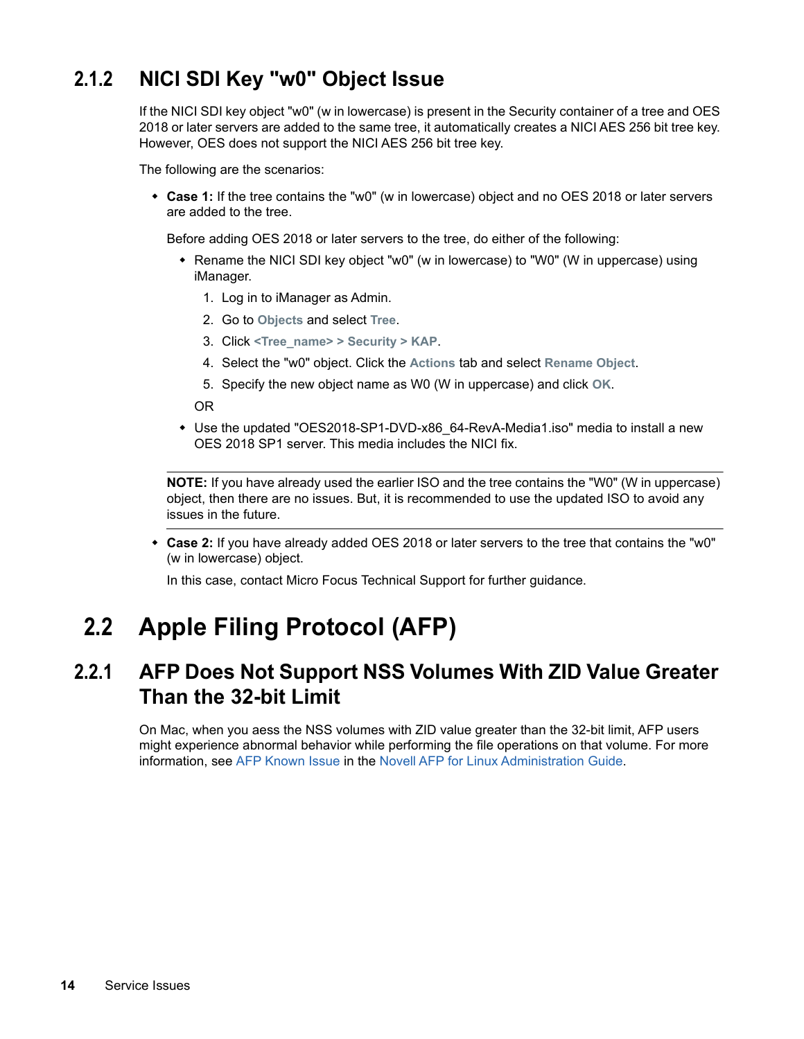### 2.1.2 NICI SDI Key "w0" Object Issue

If the NICI SDI key object "w0" (w in lowercase) is present in the Security container of a tree and OES 2018 or later servers are added to the same tree, it automatically creates a NICI AES 256 bit tree key. However, OES does not support the NICI AES 256 bit tree key.

The following are the scenarios:

- **Case 1:** If the tree contains the "w0" (w in lowercase) object and no OES 2018 or later servers are added to the tree.

  Before adding OES 2018 or later servers to the tree, do either of the following:

  - Rename the NICI SDI key object "w0" (w in lowercase) to "W0" (W in uppercase) using iManager.
    1. Log in to iManager as Admin.
    2. Go to **Objects** and select **Tree**.
    3. Click **<Tree_name> > Security > KAP**.
    4. Select the "w0" object. Click the **Actions** tab and select **Rename Object**.
    5. Specify the new object name as W0 (W in uppercase) and click **OK**.

    OR
  - Use the updated "OES2018-SP1-DVD-x86_64-RevA-Media1.iso" media to install a new OES 2018 SP1 server. This media includes the NICI fix.

  **NOTE:** If you have already used the earlier ISO and the tree contains the "W0" (W in uppercase) object, then there are no issues. But, it is recommended to use the updated ISO to avoid any issues in the future.

- **Case 2:** If you have already added OES 2018 or later servers to the tree that contains the "w0" (w in lowercase) object.

  In this case, contact Micro Focus Technical Support for further guidance.

## 2.2 Apple Filing Protocol (AFP)

### 2.2.1 AFP Does Not Support NSS Volumes With ZID Value Greater Than the 32-bit Limit

On Mac, when you aess the NSS volumes with ZID value greater than the 32-bit limit, AFP users might experience abnormal behavior while performing the file operations on that volume. For more information, see AFP Known Issue in the Novell AFP for Linux Administration Guide.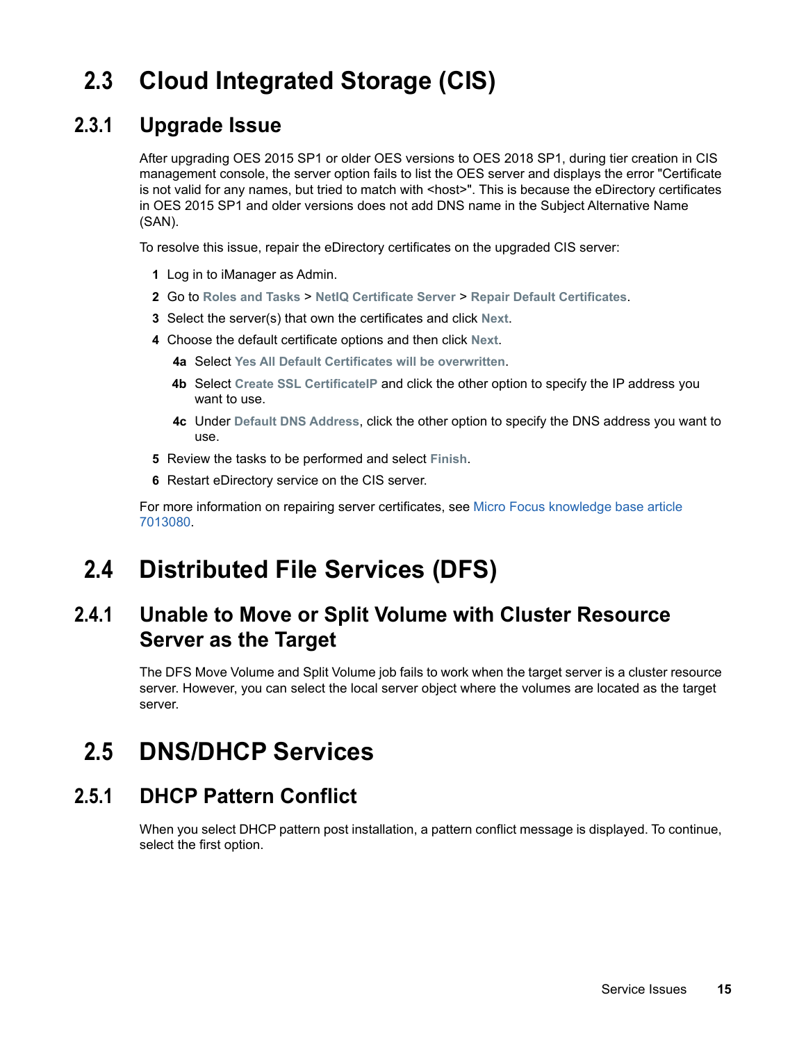## 2.3 Cloud Integrated Storage (CIS)

### 2.3.1 Upgrade Issue

After upgrading OES 2015 SP1 or older OES versions to OES 2018 SP1, during tier creation in CIS management console, the server option fails to list the OES server and displays the error "Certificate is not valid for any names, but tried to match with <host>". This is because the eDirectory certificates in OES 2015 SP1 and older versions does not add DNS name in the Subject Alternative Name (SAN).

To resolve this issue, repair the eDirectory certificates on the upgraded CIS server:

1. Log in to iManager as Admin.
2. Go to **Roles and Tasks** > **NetIQ Certificate Server** > **Repair Default Certificates**.
3. Select the server(s) that own the certificates and click **Next**.
4. Choose the default certificate options and then click **Next**.
   - **4a** Select **Yes All Default Certificates will be overwritten**.
   - **4b** Select **Create SSL CertificateIP** and click the other option to specify the IP address you want to use.
   - **4c** Under **Default DNS Address**, click the other option to specify the DNS address you want to use.
5. Review the tasks to be performed and select **Finish**.
6. Restart eDirectory service on the CIS server.

For more information on repairing server certificates, see Micro Focus knowledge base article 7013080.

## 2.4 Distributed File Services (DFS)

### 2.4.1 Unable to Move or Split Volume with Cluster Resource Server as the Target

The DFS Move Volume and Split Volume job fails to work when the target server is a cluster resource server. However, you can select the local server object where the volumes are located as the target server.

## 2.5 DNS/DHCP Services

### 2.5.1 DHCP Pattern Conflict

When you select DHCP pattern post installation, a pattern conflict message is displayed. To continue, select the first option.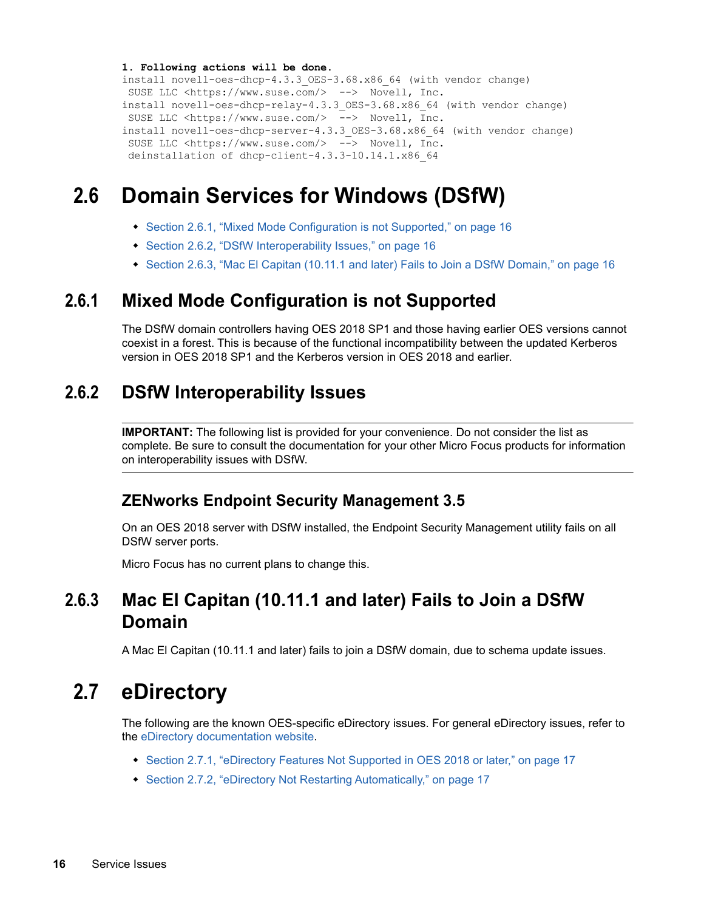```
1. Following actions will be done.
install novell-oes-dhcp-4.3.3_OES-3.68.x86_64 (with vendor change)
 SUSE LLC <https://www.suse.com/>  -->  Novell, Inc.
install novell-oes-dhcp-relay-4.3.3_OES-3.68.x86_64 (with vendor change)
 SUSE LLC <https://www.suse.com/>  -->  Novell, Inc.
install novell-oes-dhcp-server-4.3.3_OES-3.68.x86_64 (with vendor change)
 SUSE LLC <https://www.suse.com/>  -->  Novell, Inc.
 deinstallation of dhcp-client-4.3.3-10.14.1.x86_64
```

## 2.6 Domain Services for Windows (DSfW)

- Section 2.6.1, "Mixed Mode Configuration is not Supported," on page 16
- Section 2.6.2, "DSfW Interoperability Issues," on page 16
- Section 2.6.3, "Mac El Capitan (10.11.1 and later) Fails to Join a DSfW Domain," on page 16

### 2.6.1 Mixed Mode Configuration is not Supported

The DSfW domain controllers having OES 2018 SP1 and those having earlier OES versions cannot coexist in a forest. This is because of the functional incompatibility between the updated Kerberos version in OES 2018 SP1 and the Kerberos version in OES 2018 and earlier.

### 2.6.2 DSfW Interoperability Issues

**IMPORTANT:** The following list is provided for your convenience. Do not consider the list as complete. Be sure to consult the documentation for your other Micro Focus products for information on interoperability issues with DSfW.

#### ZENworks Endpoint Security Management 3.5

On an OES 2018 server with DSfW installed, the Endpoint Security Management utility fails on all DSfW server ports.

Micro Focus has no current plans to change this.

### 2.6.3 Mac El Capitan (10.11.1 and later) Fails to Join a DSfW Domain

A Mac El Capitan (10.11.1 and later) fails to join a DSfW domain, due to schema update issues.

## 2.7 eDirectory

The following are the known OES-specific eDirectory issues. For general eDirectory issues, refer to the eDirectory documentation website.

- Section 2.7.1, "eDirectory Features Not Supported in OES 2018 or later," on page 17
- Section 2.7.2, "eDirectory Not Restarting Automatically," on page 17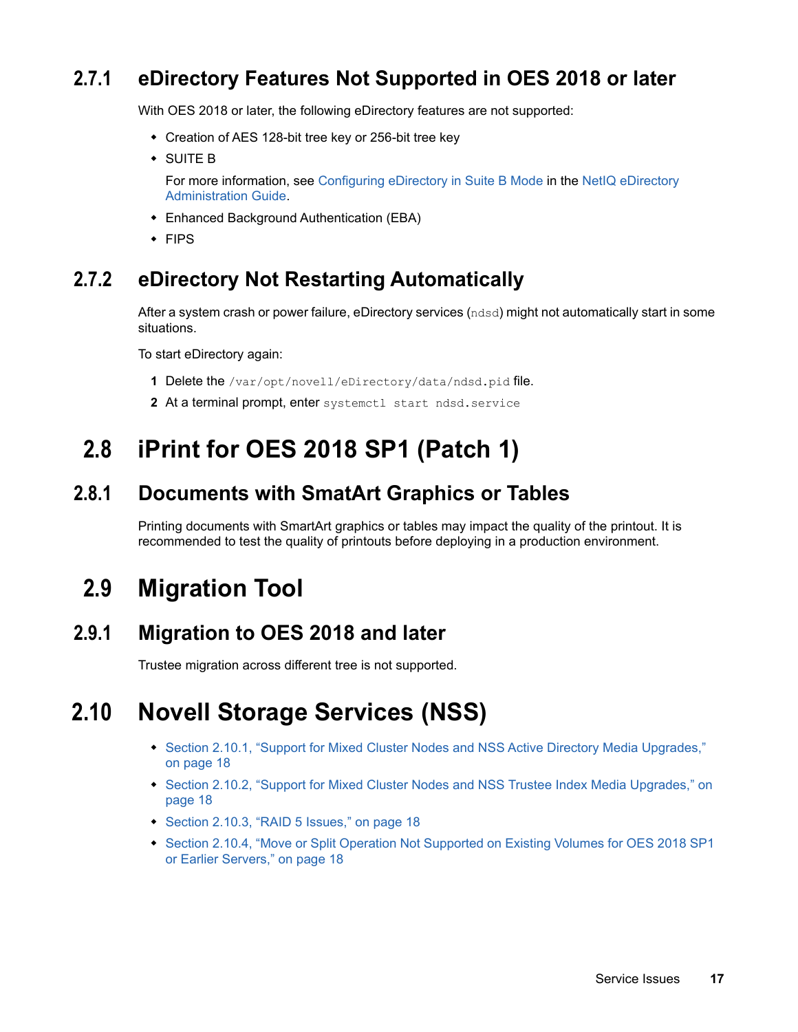### 2.7.1 eDirectory Features Not Supported in OES 2018 or later

With OES 2018 or later, the following eDirectory features are not supported:

- Creation of AES 128-bit tree key or 256-bit tree key
- SUITE B

  For more information, see Configuring eDirectory in Suite B Mode in the NetIQ eDirectory Administration Guide.
- Enhanced Background Authentication (EBA)
- FIPS

### 2.7.2 eDirectory Not Restarting Automatically

After a system crash or power failure, eDirectory services (`ndsd`) might not automatically start in some situations.

To start eDirectory again:

1. Delete the `/var/opt/novell/eDirectory/data/ndsd.pid` file.
2. At a terminal prompt, enter `systemctl start ndsd.service`

## 2.8 iPrint for OES 2018 SP1 (Patch 1)

### 2.8.1 Documents with SmatArt Graphics or Tables

Printing documents with SmartArt graphics or tables may impact the quality of the printout. It is recommended to test the quality of printouts before deploying in a production environment.

## 2.9 Migration Tool

### 2.9.1 Migration to OES 2018 and later

Trustee migration across different tree is not supported.

## 2.10 Novell Storage Services (NSS)

- Section 2.10.1, “Support for Mixed Cluster Nodes and NSS Active Directory Media Upgrades,” on page 18
- Section 2.10.2, “Support for Mixed Cluster Nodes and NSS Trustee Index Media Upgrades,” on page 18
- Section 2.10.3, “RAID 5 Issues,” on page 18
- Section 2.10.4, “Move or Split Operation Not Supported on Existing Volumes for OES 2018 SP1 or Earlier Servers,” on page 18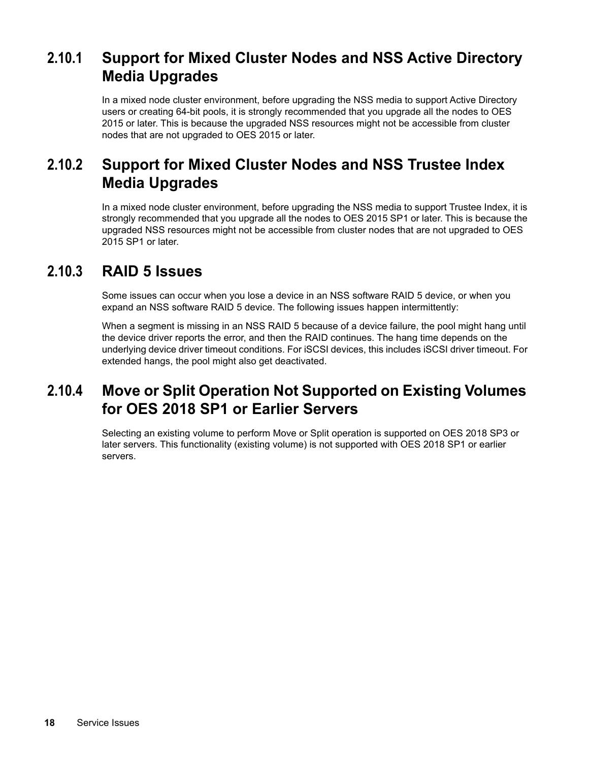### 2.10.1 Support for Mixed Cluster Nodes and NSS Active Directory Media Upgrades

In a mixed node cluster environment, before upgrading the NSS media to support Active Directory users or creating 64-bit pools, it is strongly recommended that you upgrade all the nodes to OES 2015 or later. This is because the upgraded NSS resources might not be accessible from cluster nodes that are not upgraded to OES 2015 or later.

### 2.10.2 Support for Mixed Cluster Nodes and NSS Trustee Index Media Upgrades

In a mixed node cluster environment, before upgrading the NSS media to support Trustee Index, it is strongly recommended that you upgrade all the nodes to OES 2015 SP1 or later. This is because the upgraded NSS resources might not be accessible from cluster nodes that are not upgraded to OES 2015 SP1 or later.

### 2.10.3 RAID 5 Issues

Some issues can occur when you lose a device in an NSS software RAID 5 device, or when you expand an NSS software RAID 5 device. The following issues happen intermittently:

When a segment is missing in an NSS RAID 5 because of a device failure, the pool might hang until the device driver reports the error, and then the RAID continues. The hang time depends on the underlying device driver timeout conditions. For iSCSI devices, this includes iSCSI driver timeout. For extended hangs, the pool might also get deactivated.

### 2.10.4 Move or Split Operation Not Supported on Existing Volumes for OES 2018 SP1 or Earlier Servers

Selecting an existing volume to perform Move or Split operation is supported on OES 2018 SP3 or later servers. This functionality (existing volume) is not supported with OES 2018 SP1 or earlier servers.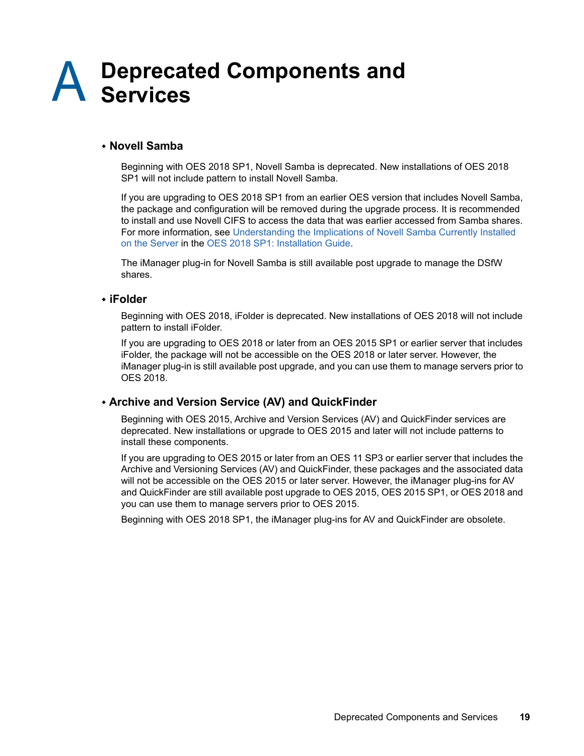# A Deprecated Components and Services

- **Novell Samba**

  Beginning with OES 2018 SP1, Novell Samba is deprecated. New installations of OES 2018 SP1 will not include pattern to install Novell Samba.

  If you are upgrading to OES 2018 SP1 from an earlier OES version that includes Novell Samba, the package and configuration will be removed during the upgrade process. It is recommended to install and use Novell CIFS to access the data that was earlier accessed from Samba shares. For more information, see Understanding the Implications of Novell Samba Currently Installed on the Server in the OES 2018 SP1: Installation Guide.

  The iManager plug-in for Novell Samba is still available post upgrade to manage the DSfW shares.

- **iFolder**

  Beginning with OES 2018, iFolder is deprecated. New installations of OES 2018 will not include pattern to install iFolder.

  If you are upgrading to OES 2018 or later from an OES 2015 SP1 or earlier server that includes iFolder, the package will not be accessible on the OES 2018 or later server. However, the iManager plug-in is still available post upgrade, and you can use them to manage servers prior to OES 2018.

- **Archive and Version Service (AV) and QuickFinder**

  Beginning with OES 2015, Archive and Version Services (AV) and QuickFinder services are deprecated. New installations or upgrade to OES 2015 and later will not include patterns to install these components.

  If you are upgrading to OES 2015 or later from an OES 11 SP3 or earlier server that includes the Archive and Versioning Services (AV) and QuickFinder, these packages and the associated data will not be accessible on the OES 2015 or later server. However, the iManager plug-ins for AV and QuickFinder are still available post upgrade to OES 2015, OES 2015 SP1, or OES 2018 and you can use them to manage servers prior to OES 2015.

  Beginning with OES 2018 SP1, the iManager plug-ins for AV and QuickFinder are obsolete.